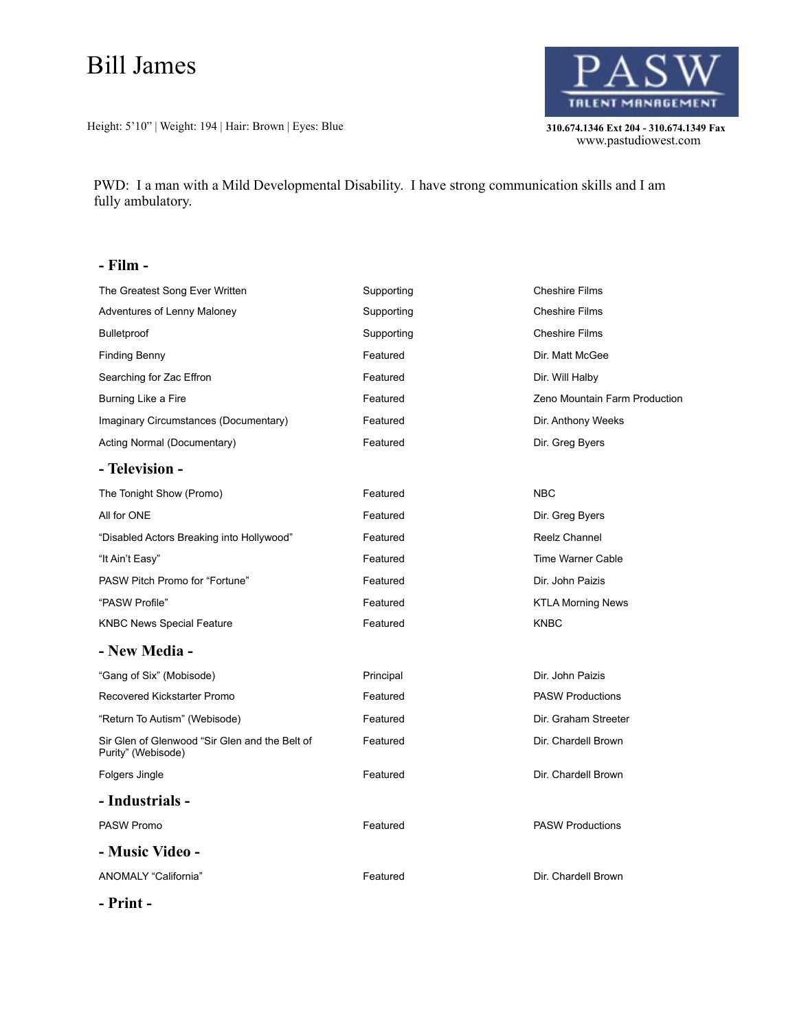# Bill James

Height: 5'10" | Weight: 194 | Hair: Brown | Eyes: Blue

**PASW TALENT MANAGEMENT**

**310.674.1346 Ext 204 - 310.674.1349 Fax**
www.pastudiowest.com

PWD: I a man with a Mild Developmental Disability. I have strong communication skills and I am fully ambulatory.

## - Film -

| | | |
|---|---|---|
| The Greatest Song Ever Written | Supporting | Cheshire Films |
| Adventures of Lenny Maloney | Supporting | Cheshire Films |
| Bulletproof | Supporting | Cheshire Films |
| Finding Benny | Featured | Dir. Matt McGee |
| Searching for Zac Effron | Featured | Dir. Will Halby |
| Burning Like a Fire | Featured | Zeno Mountain Farm Production |
| Imaginary Circumstances (Documentary) | Featured | Dir. Anthony Weeks |
| Acting Normal (Documentary) | Featured | Dir. Greg Byers |

## - Television -

| | | |
|---|---|---|
| The Tonight Show (Promo) | Featured | NBC |
| All for ONE | Featured | Dir. Greg Byers |
| "Disabled Actors Breaking into Hollywood" | Featured | Reelz Channel |
| "It Ain't Easy" | Featured | Time Warner Cable |
| PASW Pitch Promo for "Fortune" | Featured | Dir. John Paizis |
| "PASW Profile" | Featured | KTLA Morning News |
| KNBC News Special Feature | Featured | KNBC |

## - New Media -

| | | |
|---|---|---|
| "Gang of Six" (Mobisode) | Principal | Dir. John Paizis |
| Recovered Kickstarter Promo | Featured | PASW Productions |
| "Return To Autism" (Webisode) | Featured | Dir. Graham Streeter |
| Sir Glen of Glenwood "Sir Glen and the Belt of Purity" (Webisode) | Featured | Dir. Chardell Brown |
| Folgers Jingle | Featured | Dir. Chardell Brown |

## - Industrials -

| | | |
|---|---|---|
| PASW Promo | Featured | PASW Productions |

## - Music Video -

| | | |
|---|---|---|
| ANOMALY "California" | Featured | Dir. Chardell Brown |

## - Print -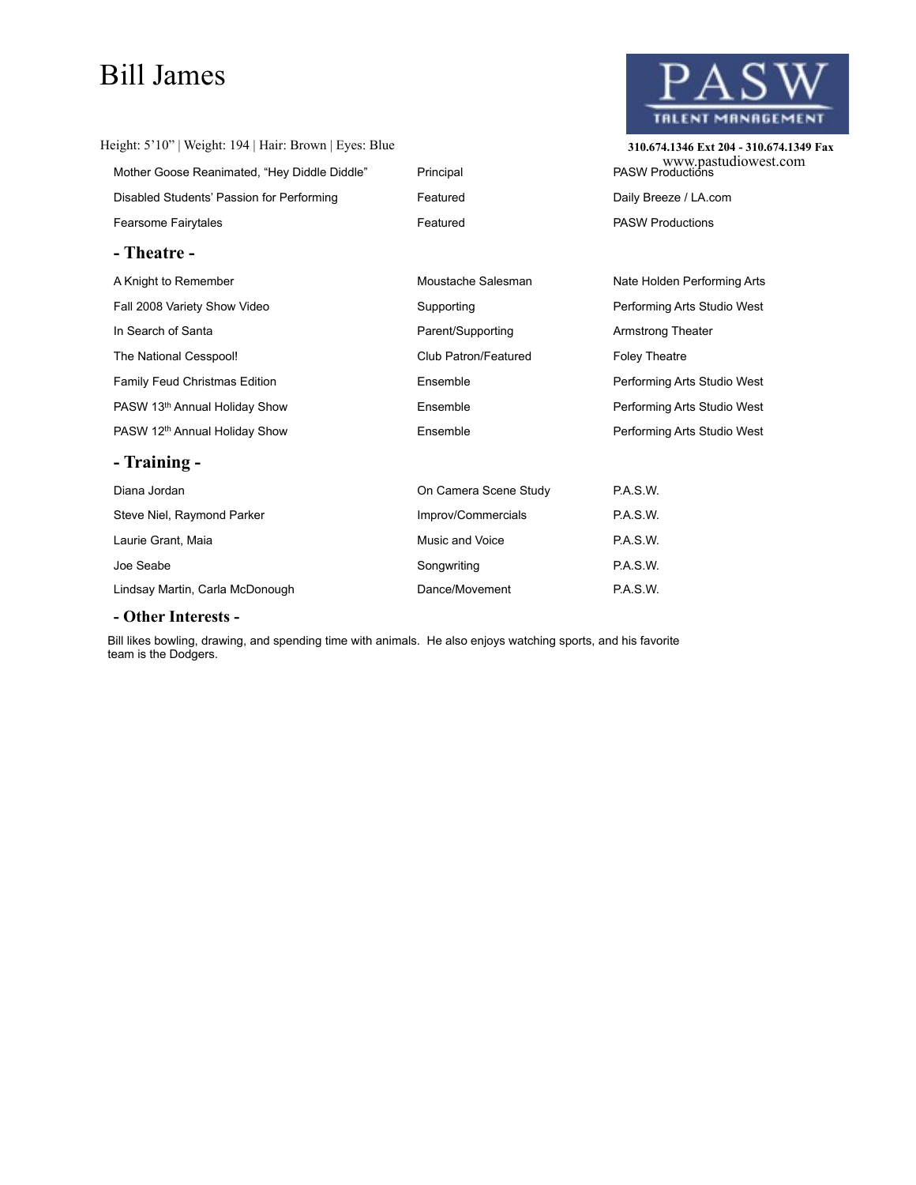# Bill James

**PASW TALENT MANAGEMENT**

**310.674.1346 Ext 204 - 310.674.1349 Fax**
www.pastudiowest.com

Height: 5'10" | Weight: 194 | Hair: Brown | Eyes: Blue

| | | |
|---|---|---|
| Mother Goose Reanimated, "Hey Diddle Diddle" | Principal | PASW Productions |
| Disabled Students' Passion for Performing | Featured | Daily Breeze / LA.com |
| Fearsome Fairytales | Featured | PASW Productions |

## - Theatre -

| | | |
|---|---|---|
| A Knight to Remember | Moustache Salesman | Nate Holden Performing Arts |
| Fall 2008 Variety Show Video | Supporting | Performing Arts Studio West |
| In Search of Santa | Parent/Supporting | Armstrong Theater |
| The National Cesspool! | Club Patron/Featured | Foley Theatre |
| Family Feud Christmas Edition | Ensemble | Performing Arts Studio West |
| PASW 13th Annual Holiday Show | Ensemble | Performing Arts Studio West |
| PASW 12th Annual Holiday Show | Ensemble | Performing Arts Studio West |

## - Training -

| | | |
|---|---|---|
| Diana Jordan | On Camera Scene Study | P.A.S.W. |
| Steve Niel, Raymond Parker | Improv/Commercials | P.A.S.W. |
| Laurie Grant, Maia | Music and Voice | P.A.S.W. |
| Joe Seabe | Songwriting | P.A.S.W. |
| Lindsay Martin, Carla McDonough | Dance/Movement | P.A.S.W. |

## - Other Interests -

Bill likes bowling, drawing, and spending time with animals. He also enjoys watching sports, and his favorite team is the Dodgers.